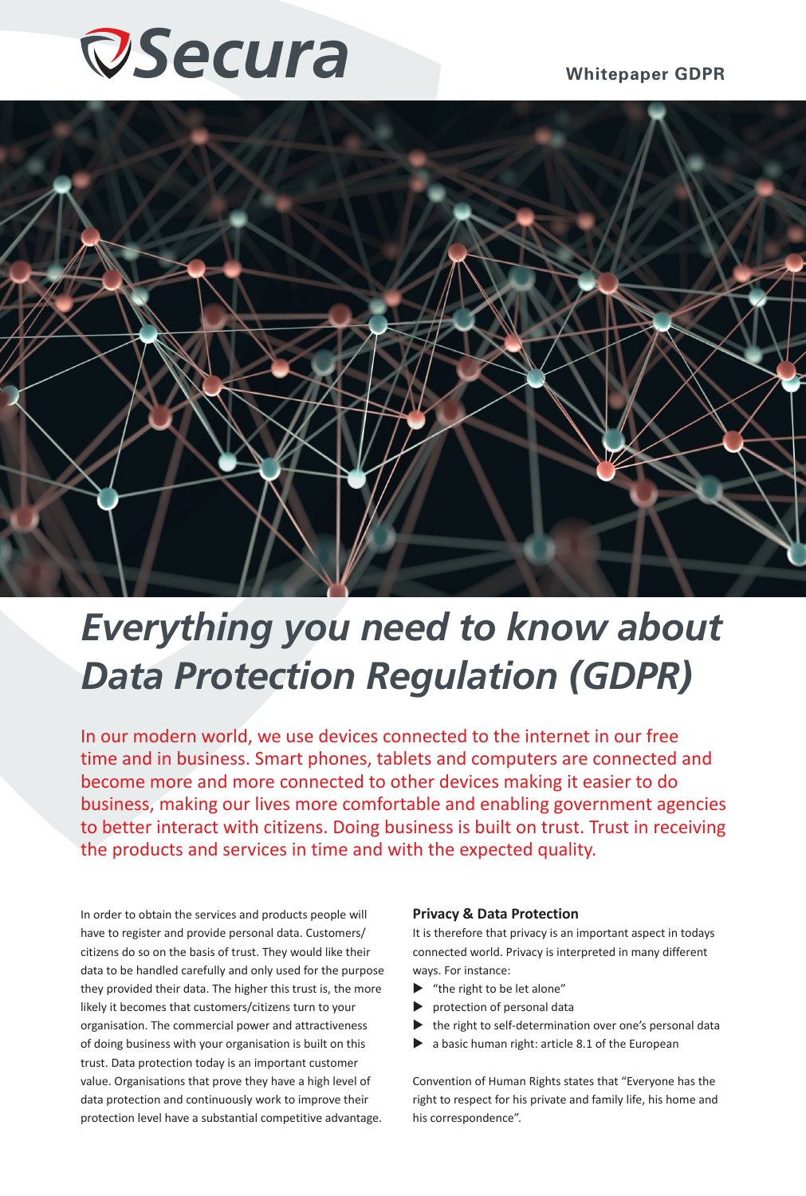Secura

Whitepaper GDPR

# *Everything you need to know about Data Protection Regulation (GDPR)*

In our modern world, we use devices connected to the internet in our free time and in business. Smart phones, tablets and computers are connected and become more and more connected to other devices making it easier to do business, making our lives more comfortable and enabling government agencies to better interact with citizens. Doing business is built on trust. Trust in receiving the products and services in time and with the expected quality.

In order to obtain the services and products people will have to register and provide personal data. Customers/citizens do so on the basis of trust. They would like their data to be handled carefully and only used for the purpose they provided their data. The higher this trust is, the more likely it becomes that customers/citizens turn to your organisation. The commercial power and attractiveness of doing business with your organisation is built on this trust. Data protection today is an important customer value. Organisations that prove they have a high level of data protection and continuously work to improve their protection level have a substantial competitive advantage.

### Privacy & Data Protection

It is therefore that privacy is an important aspect in todays connected world. Privacy is interpreted in many different ways. For instance:

- "the right to be let alone"
- protection of personal data
- the right to self-determination over one's personal data
- a basic human right: article 8.1 of the European

Convention of Human Rights states that "Everyone has the right to respect for his private and family life, his home and his correspondence".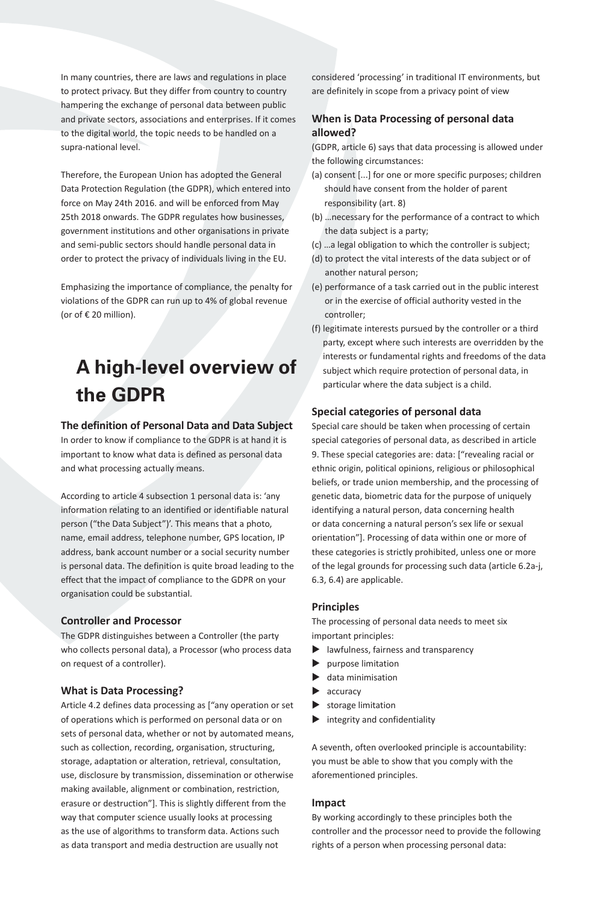In many countries, there are laws and regulations in place to protect privacy. But they differ from country to country hampering the exchange of personal data between public and private sectors, associations and enterprises. If it comes to the digital world, the topic needs to be handled on a supra-national level.

Therefore, the European Union has adopted the General Data Protection Regulation (the GDPR), which entered into force on May 24th 2016. and will be enforced from May 25th 2018 onwards. The GDPR regulates how businesses, government institutions and other organisations in private and semi-public sectors should handle personal data in order to protect the privacy of individuals living in the EU.

Emphasizing the importance of compliance, the penalty for violations of the GDPR can run up to 4% of global revenue (or of € 20 million).

# A high-level overview of the GDPR

### The definition of Personal Data and Data Subject

In order to know if compliance to the GDPR is at hand it is important to know what data is defined as personal data and what processing actually means.

According to article 4 subsection 1 personal data is: 'any information relating to an identified or identifiable natural person ("the Data Subject")'. This means that a photo, name, email address, telephone number, GPS location, IP address, bank account number or a social security number is personal data. The definition is quite broad leading to the effect that the impact of compliance to the GDPR on your organisation could be substantial.

### Controller and Processor

The GDPR distinguishes between a Controller (the party who collects personal data), a Processor (who process data on request of a controller).

### What is Data Processing?

Article 4.2 defines data processing as ["any operation or set of operations which is performed on personal data or on sets of personal data, whether or not by automated means, such as collection, recording, organisation, structuring, storage, adaptation or alteration, retrieval, consultation, use, disclosure by transmission, dissemination or otherwise making available, alignment or combination, restriction, erasure or destruction"]. This is slightly different from the way that computer science usually looks at processing as the use of algorithms to transform data. Actions such as data transport and media destruction are usually not considered 'processing' in traditional IT environments, but are definitely in scope from a privacy point of view

### When is Data Processing of personal data allowed?

(GDPR, article 6) says that data processing is allowed under the following circumstances:

(a) consent [...] for one or more specific purposes; children should have consent from the holder of parent responsibility (art. 8)

(b) …necessary for the performance of a contract to which the data subject is a party;

(c) …a legal obligation to which the controller is subject;

(d) to protect the vital interests of the data subject or of another natural person;

(e) performance of a task carried out in the public interest or in the exercise of official authority vested in the controller;

(f) legitimate interests pursued by the controller or a third party, except where such interests are overridden by the interests or fundamental rights and freedoms of the data subject which require protection of personal data, in particular where the data subject is a child.

### Special categories of personal data

Special care should be taken when processing of certain special categories of personal data, as described in article 9. These special categories are: data: ["revealing racial or ethnic origin, political opinions, religious or philosophical beliefs, or trade union membership, and the processing of genetic data, biometric data for the purpose of uniquely identifying a natural person, data concerning health or data concerning a natural person's sex life or sexual orientation"]. Processing of data within one or more of these categories is strictly prohibited, unless one or more of the legal grounds for processing such data (article 6.2a-j, 6.3, 6.4) are applicable.

### Principles

The processing of personal data needs to meet six important principles:

- lawfulness, fairness and transparency
- purpose limitation
- data minimisation
- accuracy
- storage limitation
- integrity and confidentiality

A seventh, often overlooked principle is accountability: you must be able to show that you comply with the aforementioned principles.

### Impact

By working accordingly to these principles both the controller and the processor need to provide the following rights of a person when processing personal data: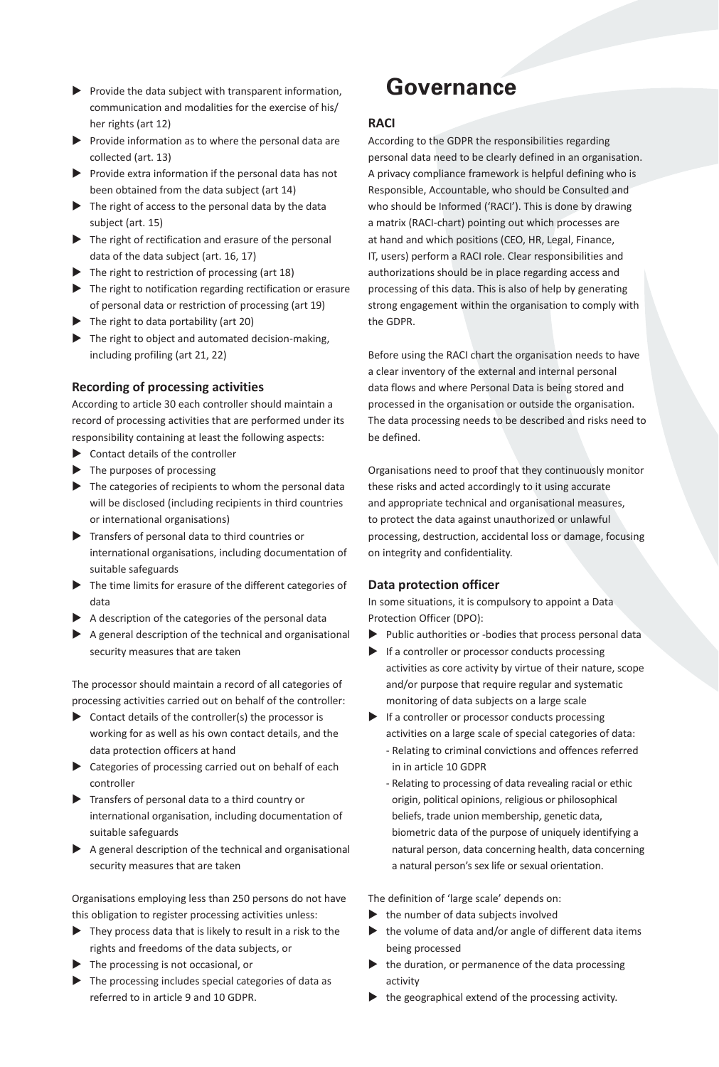- Provide the data subject with transparent information, communication and modalities for the exercise of his/her rights (art 12)
- Provide information as to where the personal data are collected (art. 13)
- Provide extra information if the personal data has not been obtained from the data subject (art 14)
- The right of access to the personal data by the data subject (art. 15)
- The right of rectification and erasure of the personal data of the data subject (art. 16, 17)
- The right to restriction of processing (art 18)
- The right to notification regarding rectification or erasure of personal data or restriction of processing (art 19)
- The right to data portability (art 20)
- The right to object and automated decision-making, including profiling (art 21, 22)

### Recording of processing activities

According to article 30 each controller should maintain a record of processing activities that are performed under its responsibility containing at least the following aspects:

- Contact details of the controller
- The purposes of processing
- The categories of recipients to whom the personal data will be disclosed (including recipients in third countries or international organisations)
- Transfers of personal data to third countries or international organisations, including documentation of suitable safeguards
- The time limits for erasure of the different categories of data
- A description of the categories of the personal data
- A general description of the technical and organisational security measures that are taken

The processor should maintain a record of all categories of processing activities carried out on behalf of the controller:

- Contact details of the controller(s) the processor is working for as well as his own contact details, and the data protection officers at hand
- Categories of processing carried out on behalf of each controller
- Transfers of personal data to a third country or international organisation, including documentation of suitable safeguards
- A general description of the technical and organisational security measures that are taken

Organisations employing less than 250 persons do not have this obligation to register processing activities unless:

- They process data that is likely to result in a risk to the rights and freedoms of the data subjects, or
- The processing is not occasional, or
- The processing includes special categories of data as referred to in article 9 and 10 GDPR.

# Governance

### RACI

According to the GDPR the responsibilities regarding personal data need to be clearly defined in an organisation. A privacy compliance framework is helpful defining who is Responsible, Accountable, who should be Consulted and who should be Informed ('RACI'). This is done by drawing a matrix (RACI-chart) pointing out which processes are at hand and which positions (CEO, HR, Legal, Finance, IT, users) perform a RACI role. Clear responsibilities and authorizations should be in place regarding access and processing of this data. This is also of help by generating strong engagement within the organisation to comply with the GDPR.

Before using the RACI chart the organisation needs to have a clear inventory of the external and internal personal data flows and where Personal Data is being stored and processed in the organisation or outside the organisation. The data processing needs to be described and risks need to be defined.

Organisations need to proof that they continuously monitor these risks and acted accordingly to it using accurate and appropriate technical and organisational measures, to protect the data against unauthorized or unlawful processing, destruction, accidental loss or damage, focusing on integrity and confidentiality.

### Data protection officer

In some situations, it is compulsory to appoint a Data Protection Officer (DPO):

- Public authorities or -bodies that process personal data
- If a controller or processor conducts processing activities as core activity by virtue of their nature, scope and/or purpose that require regular and systematic monitoring of data subjects on a large scale
- If a controller or processor conducts processing activities on a large scale of special categories of data:
  - Relating to criminal convictions and offences referred in in article 10 GDPR
  - Relating to processing of data revealing racial or ethic origin, political opinions, religious or philosophical beliefs, trade union membership, genetic data, biometric data of the purpose of uniquely identifying a natural person, data concerning health, data concerning a natural person's sex life or sexual orientation.

The definition of 'large scale' depends on:

- the number of data subjects involved
- the volume of data and/or angle of different data items being processed
- the duration, or permanence of the data processing activity
- the geographical extend of the processing activity.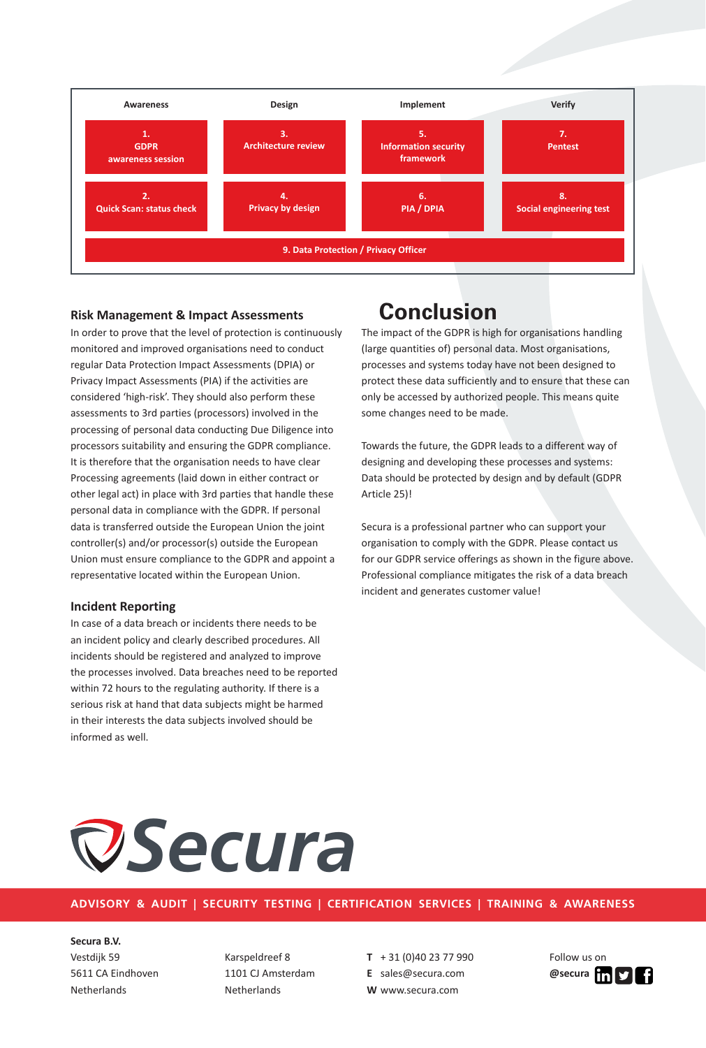| Awareness | Design | Implement | Verify |
|---|---|---|---|
| 1. GDPR awareness session | 3. Architecture review | 5. Information security framework | 7. Pentest |
| 2. Quick Scan: status check | 4. Privacy by design | 6. PIA / DPIA | 8. Social engineering test |
| 9. Data Protection / Privacy Officer | | | |

### Risk Management & Impact Assessments

In order to prove that the level of protection is continuously monitored and improved organisations need to conduct regular Data Protection Impact Assessments (DPIA) or Privacy Impact Assessments (PIA) if the activities are considered 'high-risk'. They should also perform these assessments to 3rd parties (processors) involved in the processing of personal data conducting Due Diligence into processors suitability and ensuring the GDPR compliance. It is therefore that the organisation needs to have clear Processing agreements (laid down in either contract or other legal act) in place with 3rd parties that handle these personal data in compliance with the GDPR. If personal data is transferred outside the European Union the joint controller(s) and/or processor(s) outside the European Union must ensure compliance to the GDPR and appoint a representative located within the European Union.

### Incident Reporting

In case of a data breach or incidents there needs to be an incident policy and clearly described procedures. All incidents should be registered and analyzed to improve the processes involved. Data breaches need to be reported within 72 hours to the regulating authority. If there is a serious risk at hand that data subjects might be harmed in their interests the data subjects involved should be informed as well.

## Conclusion

The impact of the GDPR is high for organisations handling (large quantities of) personal data. Most organisations, processes and systems today have not been designed to protect these data sufficiently and to ensure that these can only be accessed by authorized people. This means quite some changes need to be made.

Towards the future, the GDPR leads to a different way of designing and developing these processes and systems: Data should be protected by design and by default (GDPR Article 25)!

Secura is a professional partner who can support your organisation to comply with the GDPR. Please contact us for our GDPR service offerings as shown in the figure above. Professional compliance mitigates the risk of a data breach incident and generates customer value!

Secura

**ADVISORY & AUDIT | SECURITY TESTING | CERTIFICATION SERVICES | TRAINING & AWARENESS**

**Secura B.V.**
Vestdijk 59
5611 CA Eindhoven
Netherlands

Karspeldreef 8
1101 CJ Amsterdam
Netherlands

**T** + 31 (0)40 23 77 990
**E** sales@secura.com
**W** www.secura.com

Follow us on
**@secura**